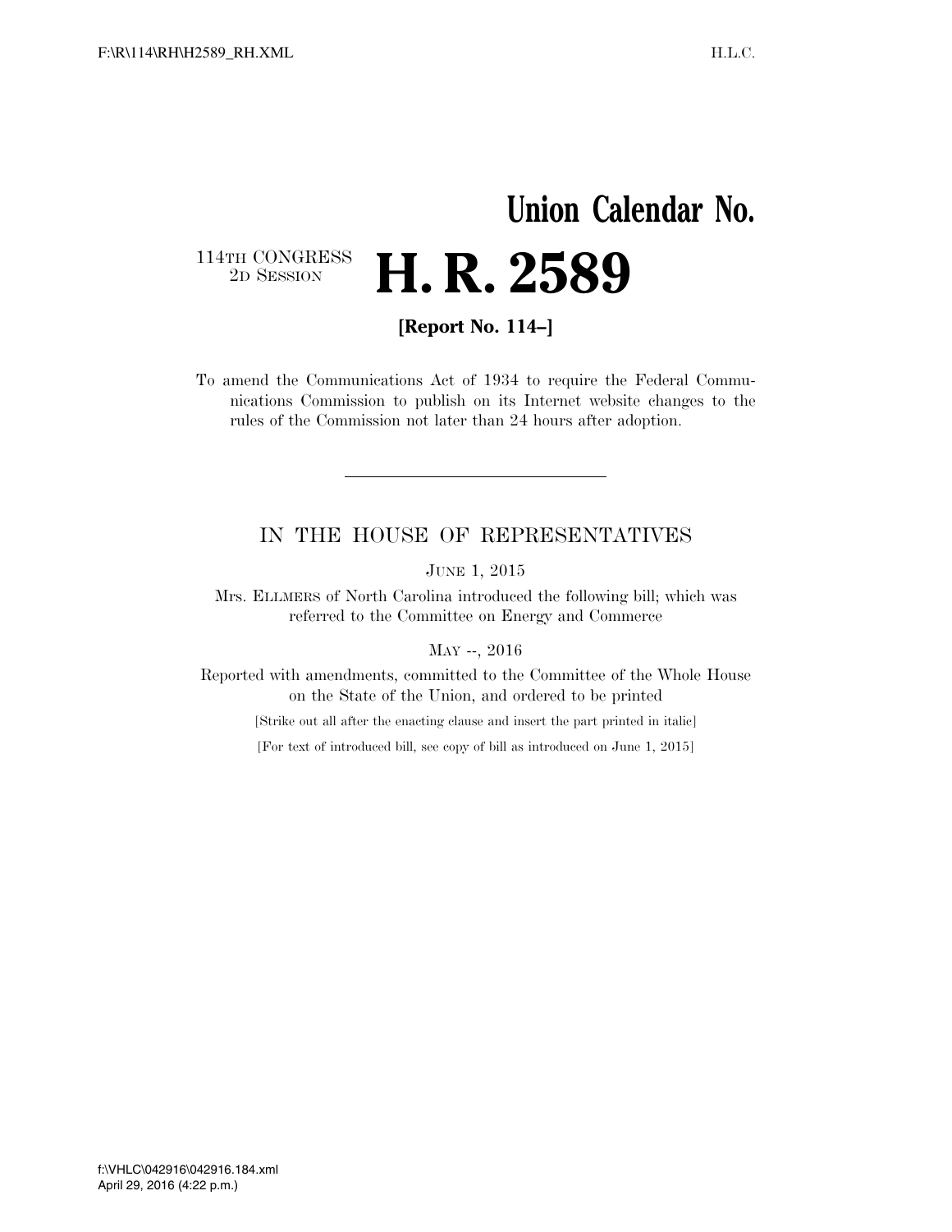# Union Calendar No.

114TH CONGRESS
2D SESSION

# H. R. 2589

**[Report No. 114–]**

To amend the Communications Act of 1934 to require the Federal Communications Commission to publish on its Internet website changes to the rules of the Commission not later than 24 hours after adoption.

---

## IN THE HOUSE OF REPRESENTATIVES

JUNE 1, 2015

Mrs. ELLMERS of North Carolina introduced the following bill; which was referred to the Committee on Energy and Commerce

MAY --, 2016

Reported with amendments, committed to the Committee of the Whole House on the State of the Union, and ordered to be printed

[Strike out all after the enacting clause and insert the part printed in italic]

[For text of introduced bill, see copy of bill as introduced on June 1, 2015]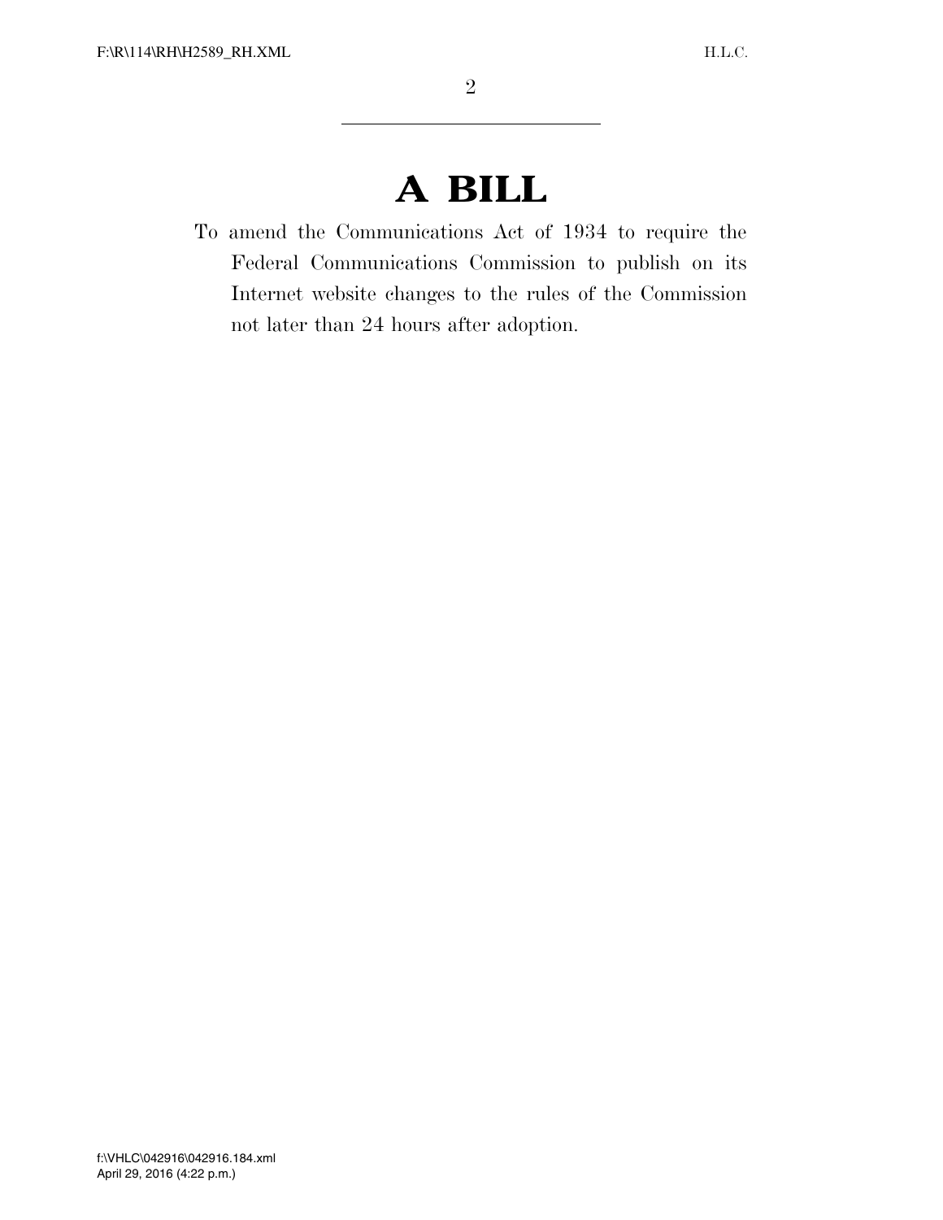# A BILL

To amend the Communications Act of 1934 to require the Federal Communications Commission to publish on its Internet website changes to the rules of the Commission not later than 24 hours after adoption.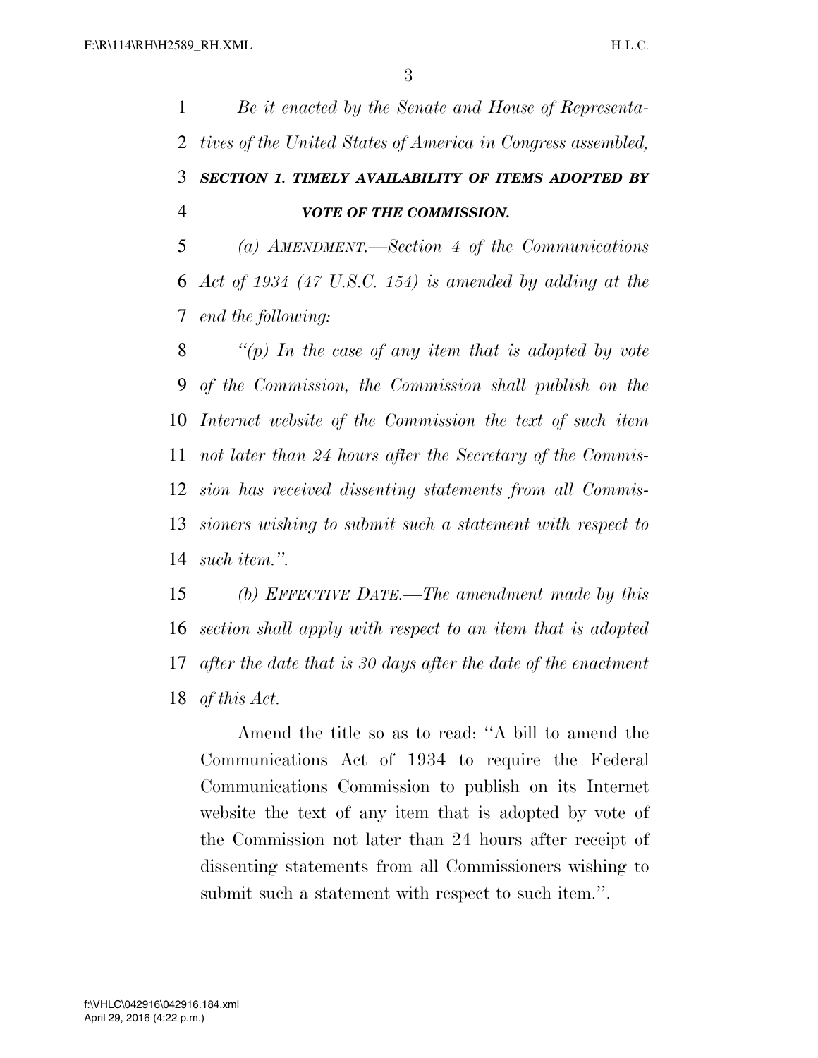*Be it enacted by the Senate and House of Representatives of the United States of America in Congress assembled,*

***SECTION 1. TIMELY AVAILABILITY OF ITEMS ADOPTED BY VOTE OF THE COMMISSION.***

*(a) AMENDMENT.—Section 4 of the Communications Act of 1934 (47 U.S.C. 154) is amended by adding at the end the following:*

*"(p) In the case of any item that is adopted by vote of the Commission, the Commission shall publish on the Internet website of the Commission the text of such item not later than 24 hours after the Secretary of the Commission has received dissenting statements from all Commissioners wishing to submit such a statement with respect to such item.".*

*(b) EFFECTIVE DATE.—The amendment made by this section shall apply with respect to an item that is adopted after the date that is 30 days after the date of the enactment of this Act.*

Amend the title so as to read: "A bill to amend the Communications Act of 1934 to require the Federal Communications Commission to publish on its Internet website the text of any item that is adopted by vote of the Commission not later than 24 hours after receipt of dissenting statements from all Commissioners wishing to submit such a statement with respect to such item.".